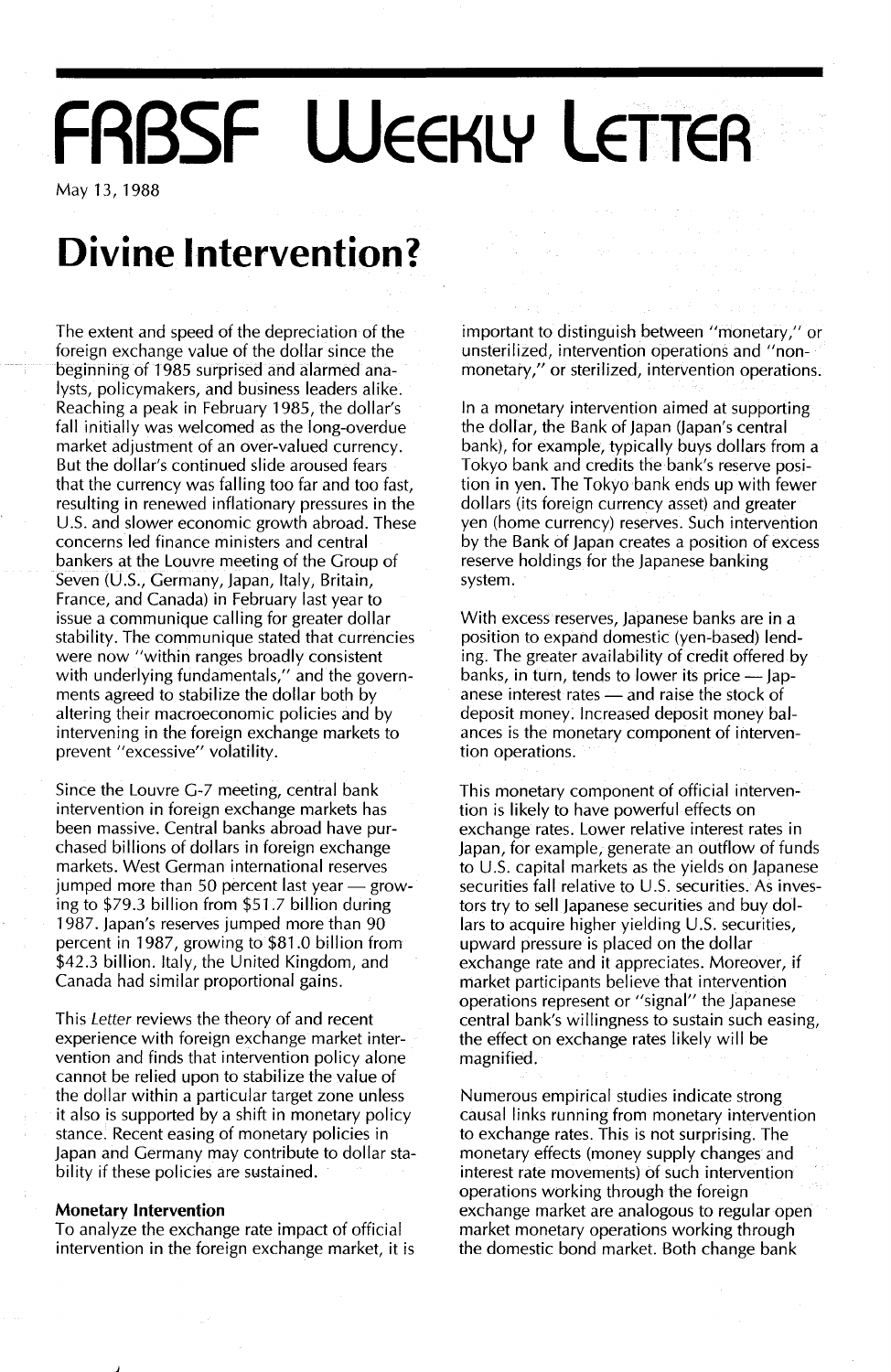# FRBSF Weekly Letter

May 13, 1988

# Divine Intervention?

The extent and speed of the depreciation of the foreign exchange value of the dollar since the beginning of 1985 surprised and alarmed analysts, policymakers, and business leaders alike. Reaching a peak in February 1985, the dollar's fall initially was welcomed as the long-overdue market adjustment of an over-valued currency. But the dollar's continued slide aroused fears that the currency was falling too far and too fast, resulting in renewed inflationary pressures in the U.S. and slower economic growth abroad. These concerns led finance ministers and central bankers at the Louvre meeting of the Group of Seven (U.S., Germany, Japan, Italy, Britain, France, and Canada) in February last year to issue a communique calling for greater dollar stability. The communique stated that currencies were now "within ranges broadly consistent with underlying fundamentals," and the governments agreed to stabilize the dollar both by altering their macroeconomic policies and by intervening in the foreign exchange markets to prevent "excessive" volatility.

Since the Louvre G-7 meeting, central bank intervention in foreign exchange markets has been massive. Central banks abroad have purchased billions of dollars in foreign exchange markets. West German international reserves jumped more than 50 percent last year — growing to $79.3 billion from $51.7 billion during 1987. Japan's reserves jumped more than 90 percent in 1987, growing to $81.0 billion from $42.3 billion. Italy, the United Kingdom, and Canada had similar proportional gains.

This *Letter* reviews the theory of and recent experience with foreign exchange market intervention and finds that intervention policy alone cannot be relied upon to stabilize the value of the dollar within a particular target zone unless it also is supported by a shift in monetary policy stance. Recent easing of monetary policies in Japan and Germany may contribute to dollar stability if these policies are sustained.

### Monetary Intervention

To analyze the exchange rate impact of official intervention in the foreign exchange market, it is important to distinguish between "monetary," or unsterilized, intervention operations and "non-monetary," or sterilized, intervention operations.

In a monetary intervention aimed at supporting the dollar, the Bank of Japan (Japan's central bank), for example, typically buys dollars from a Tokyo bank and credits the bank's reserve position in yen. The Tokyo bank ends up with fewer dollars (its foreign currency asset) and greater yen (home currency) reserves. Such intervention by the Bank of Japan creates a position of excess reserve holdings for the Japanese banking system.

With excess reserves, Japanese banks are in a position to expand domestic (yen-based) lending. The greater availability of credit offered by banks, in turn, tends to lower its price — Japanese interest rates — and raise the stock of deposit money. Increased deposit money balances is the monetary component of intervention operations.

This monetary component of official intervention is likely to have powerful effects on exchange rates. Lower relative interest rates in Japan, for example, generate an outflow of funds to U.S. capital markets as the yields on Japanese securities fall relative to U.S. securities. As investors try to sell Japanese securities and buy dollars to acquire higher yielding U.S. securities, upward pressure is placed on the dollar exchange rate and it appreciates. Moreover, if market participants believe that intervention operations represent or "signal" the Japanese central bank's willingness to sustain such easing, the effect on exchange rates likely will be magnified.

Numerous empirical studies indicate strong causal links running from monetary intervention to exchange rates. This is not surprising. The monetary effects (money supply changes and interest rate movements) of such intervention operations working through the foreign exchange market are analogous to regular open market monetary operations working through the domestic bond market. Both change bank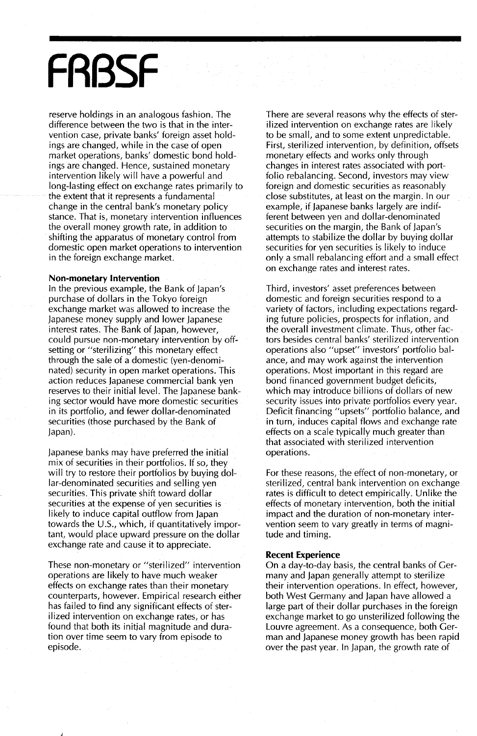reserve holdings in an analogous fashion. The difference between the two is that in the intervention case, private banks' foreign asset holdings are changed, while in the case of open market operations, banks' domestic bond holdings are changed. Hence, sustained monetary intervention likely will have a powerful and long-lasting effect on exchange rates primarily to the extent that it represents a fundamental change in the central bank's monetary policy stance. That is, monetary intervention influences the overall money growth rate, in addition to shifting the apparatus of monetary control from domestic open market operations to intervention in the foreign exchange market.

**Non-monetary Intervention**

In the previous example, the Bank of Japan's purchase of dollars in the Tokyo foreign exchange market was allowed to increase the Japanese money supply and lower Japanese interest rates. The Bank of Japan, however, could pursue non-monetary intervention by offsetting or "sterilizing" this monetary effect through the sale of a domestic (yen-denominated) security in open market operations. This action reduces Japanese commercial bank yen reserves to their initial level. The Japanese banking sector would have more domestic securities in its portfolio, and fewer dollar-denominated securities (those purchased by the Bank of Japan).

Japanese banks may have preferred the initial mix of securities in their portfolios. If so, they will try to restore their portfolios by buying dollar-denominated securities and selling yen securities. This private shift toward dollar securities at the expense of yen securities is likely to induce capital outflow from Japan towards the U.S., which, if quantitatively important, would place upward pressure on the dollar exchange rate and cause it to appreciate.

These non-monetary or "sterilized" intervention operations are likely to have much weaker effects on exchange rates than their monetary counterparts, however. Empirical research either has failed to find any significant effects of sterilized intervention on exchange rates, or has found that both its initial magnitude and duration over time seem to vary from episode to episode.

There are several reasons why the effects of sterilized intervention on exchange rates are likely to be small, and to some extent unpredictable. First, sterilized intervention, by definition, offsets monetary effects and works only through changes in interest rates associated with portfolio rebalancing. Second, investors may view foreign and domestic securities as reasonably close substitutes, at least on the margin. In our example, if Japanese banks largely are indifferent between yen and dollar-denominated securities on the margin, the Bank of Japan's attempts to stabilize the dollar by buying dollar securities for yen securities is likely to induce only a small rebalancing effort and a small effect on exchange rates and interest rates.

Third, investors' asset preferences between domestic and foreign securities respond to a variety of factors, including expectations regarding future policies, prospects for inflation, and the overall investment climate. Thus, other factors besides central banks' sterilized intervention operations also "upset" investors' portfolio balance, and may work against the intervention operations. Most important in this regard are bond financed government budget deficits, which may introduce billions of dollars of new security issues into private portfolios every year. Deficit financing "upsets" portfolio balance, and in turn, induces capital flows and exchange rate effects on a scale typically much greater than that associated with sterilized intervention operations.

For these reasons, the effect of non-monetary, or sterilized, central bank intervention on exchange rates is difficult to detect empirically. Unlike the effects of monetary intervention, both the initial impact and the duration of non-monetary intervention seem to vary greatly in terms of magnitude and timing.

**Recent Experience**

On a day-to-day basis, the central banks of Germany and Japan generally attempt to sterilize their intervention operations. In effect, however, both West Germany and Japan have allowed a large part of their dollar purchases in the foreign exchange market to go unsterilized following the Louvre agreement. As a consequence, both German and Japanese money growth has been rapid over the past year. In Japan, the growth rate of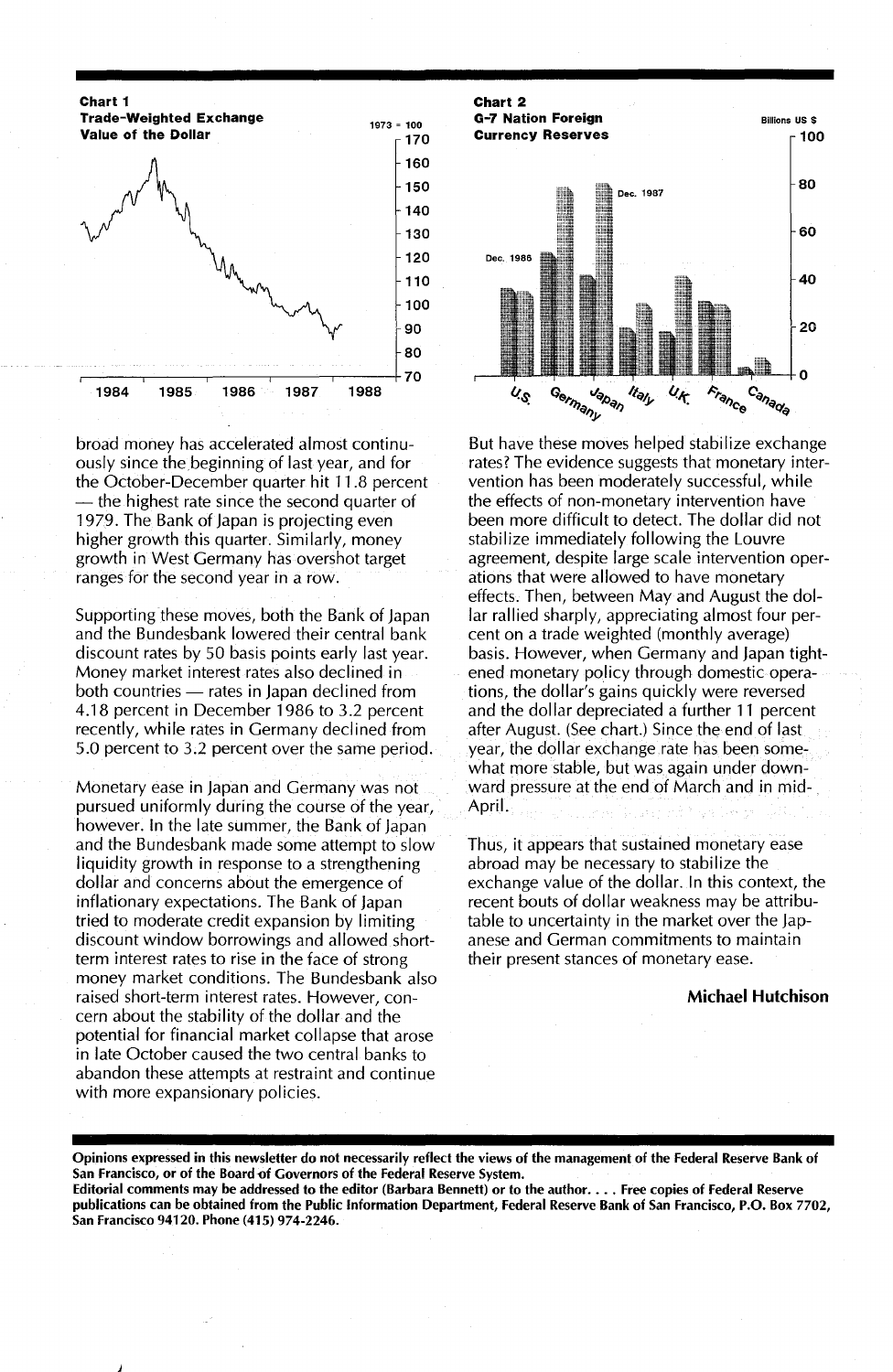**Chart 1**
**Trade-Weighted Exchange Value of the Dollar**

1973 = 100

**Chart 2**
**G-7 Nation Foreign Currency Reserves**

Billions US $

broad money has accelerated almost continuously since the beginning of last year, and for the October-December quarter hit 11.8 percent — the highest rate since the second quarter of 1979. The Bank of Japan is projecting even higher growth this quarter. Similarly, money growth in West Germany has overshot target ranges for the second year in a row.

Supporting these moves, both the Bank of Japan and the Bundesbank lowered their central bank discount rates by 50 basis points early last year. Money market interest rates also declined in both countries — rates in Japan declined from 4.18 percent in December 1986 to 3.2 percent recently, while rates in Germany declined from 5.0 percent to 3.2 percent over the same period.

Monetary ease in Japan and Germany was not pursued uniformly during the course of the year, however. In the late summer, the Bank of Japan and the Bundesbank made some attempt to slow liquidity growth in response to a strengthening dollar and concerns about the emergence of inflationary expectations. The Bank of Japan tried to moderate credit expansion by limiting discount window borrowings and allowed short-term interest rates to rise in the face of strong money market conditions. The Bundesbank also raised short-term interest rates. However, concern about the stability of the dollar and the potential for financial market collapse that arose in late October caused the two central banks to abandon these attempts at restraint and continue with more expansionary policies.

But have these moves helped stabilize exchange rates? The evidence suggests that monetary intervention has been moderately successful, while the effects of non-monetary intervention have been more difficult to detect. The dollar did not stabilize immediately following the Louvre agreement, despite large scale intervention operations that were allowed to have monetary effects. Then, between May and August the dollar rallied sharply, appreciating almost four percent on a trade weighted (monthly average) basis. However, when Germany and Japan tightened monetary policy through domestic operations, the dollar's gains quickly were reversed and the dollar depreciated a further 11 percent after August. (See chart.) Since the end of last year, the dollar exchange rate has been somewhat more stable, but was again under downward pressure at the end of March and in mid-April.

Thus, it appears that sustained monetary ease abroad may be necessary to stabilize the exchange value of the dollar. In this context, the recent bouts of dollar weakness may be attributable to uncertainty in the market over the Japanese and German commitments to maintain their present stances of monetary ease.

**Michael Hutchison**

**Opinions expressed in this newsletter do not necessarily reflect the views of the management of the Federal Reserve Bank of San Francisco, or of the Board of Governors of the Federal Reserve System.**
**Editorial comments may be addressed to the editor (Barbara Bennett) or to the author. . . . Free copies of Federal Reserve publications can be obtained from the Public Information Department, Federal Reserve Bank of San Francisco, P.O. Box 7702, San Francisco 94120. Phone (415) 974-2246.**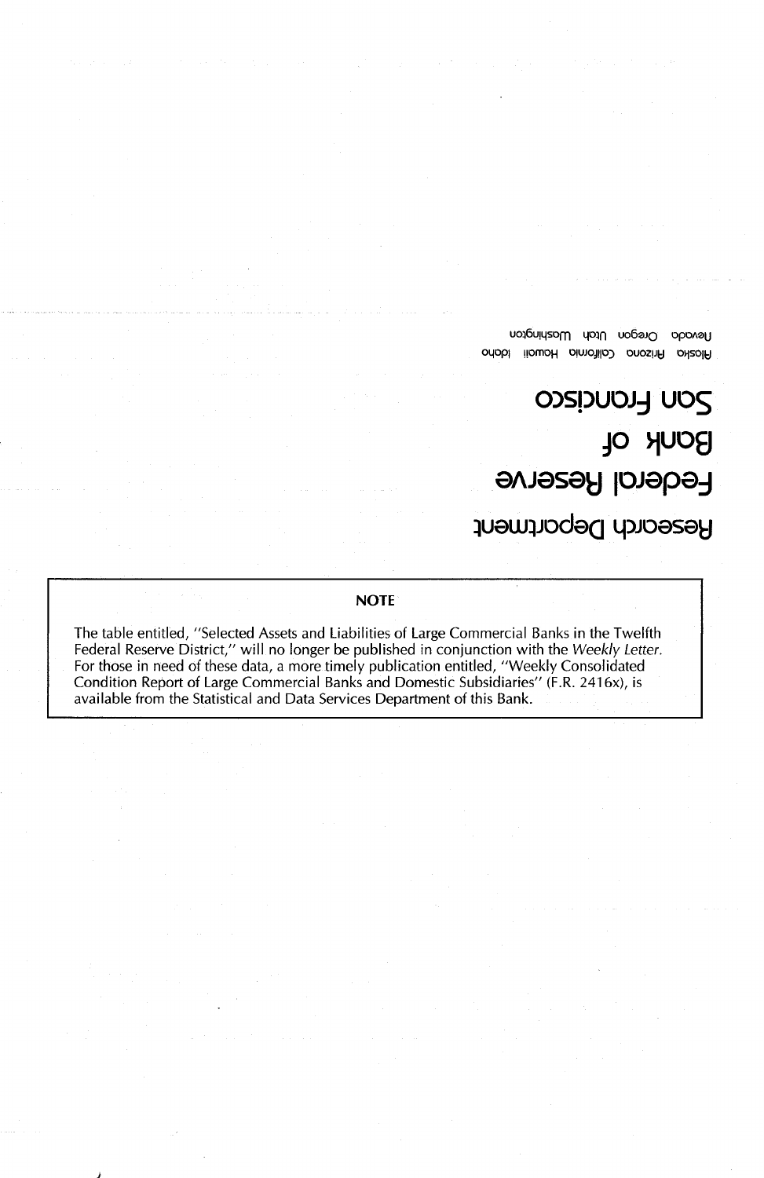Research Department

Federal Reserve

Bank of

San Francisco

Alaska Arizona California Hawaii Idaho
Nevada Oregon Utah Washington

**NOTE**

The table entitled, "Selected Assets and Liabilities of Large Commercial Banks in the Twelfth Federal Reserve District," will no longer be published in conjunction with the *Weekly Letter*. For those in need of these data, a more timely publication entitled, "Weekly Consolidated Condition Report of Large Commercial Banks and Domestic Subsidiaries" (F.R. 2416x), is available from the Statistical and Data Services Department of this Bank.